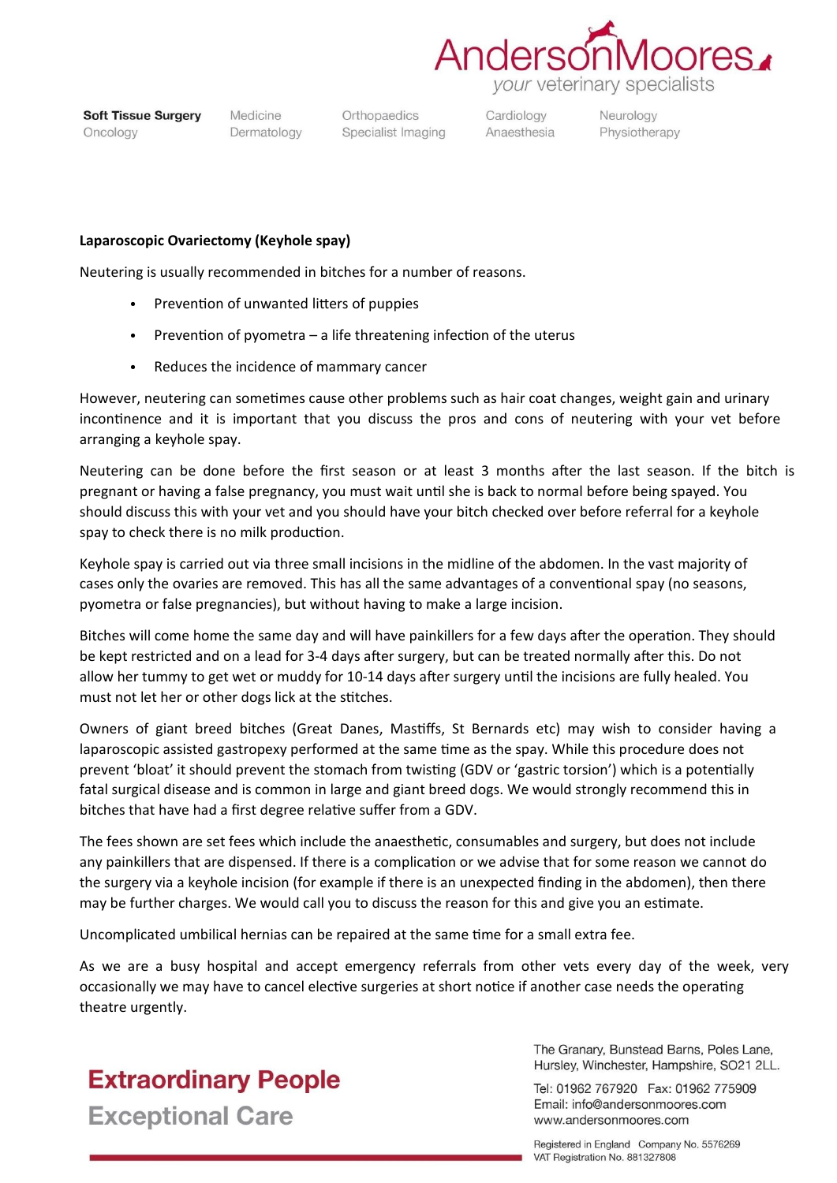**Laparoscopic Ovariectomy (Keyhole spay)**

Neutering is usually recommended in bitches for a number of reasons.

- Prevention of unwanted litters of puppies
- Prevention of pyometra – a life threatening infection of the uterus
- Reduces the incidence of mammary cancer

However, neutering can sometimes cause other problems such as hair coat changes, weight gain and urinary incontinence and it is important that you discuss the pros and cons of neutering with your vet before arranging a keyhole spay.

Neutering can be done before the first season or at least 3 months after the last season. If the bitch is pregnant or having a false pregnancy, you must wait until she is back to normal before being spayed. You should discuss this with your vet and you should have your bitch checked over before referral for a keyhole spay to check there is no milk production.

Keyhole spay is carried out via three small incisions in the midline of the abdomen. In the vast majority of cases only the ovaries are removed. This has all the same advantages of a conventional spay (no seasons, pyometra or false pregnancies), but without having to make a large incision.

Bitches will come home the same day and will have painkillers for a few days after the operation. They should be kept restricted and on a lead for 3-4 days after surgery, but can be treated normally after this. Do not allow her tummy to get wet or muddy for 10-14 days after surgery until the incisions are fully healed. You must not let her or other dogs lick at the stitches.

Owners of giant breed bitches (Great Danes, Mastiffs, St Bernards etc) may wish to consider having a laparoscopic assisted gastropexy performed at the same time as the spay. While this procedure does not prevent 'bloat' it should prevent the stomach from twisting (GDV or 'gastric torsion') which is a potentially fatal surgical disease and is common in large and giant breed dogs. We would strongly recommend this in bitches that have had a first degree relative suffer from a GDV.

The fees shown are set fees which include the anaesthetic, consumables and surgery, but does not include any painkillers that are dispensed. If there is a complication or we advise that for some reason we cannot do the surgery via a keyhole incision (for example if there is an unexpected finding in the abdomen), then there may be further charges. We would call you to discuss the reason for this and give you an estimate.

Uncomplicated umbilical hernias can be repaired at the same time for a small extra fee.

As we are a busy hospital and accept emergency referrals from other vets every day of the week, very occasionally we may have to cancel elective surgeries at short notice if another case needs the operating theatre urgently.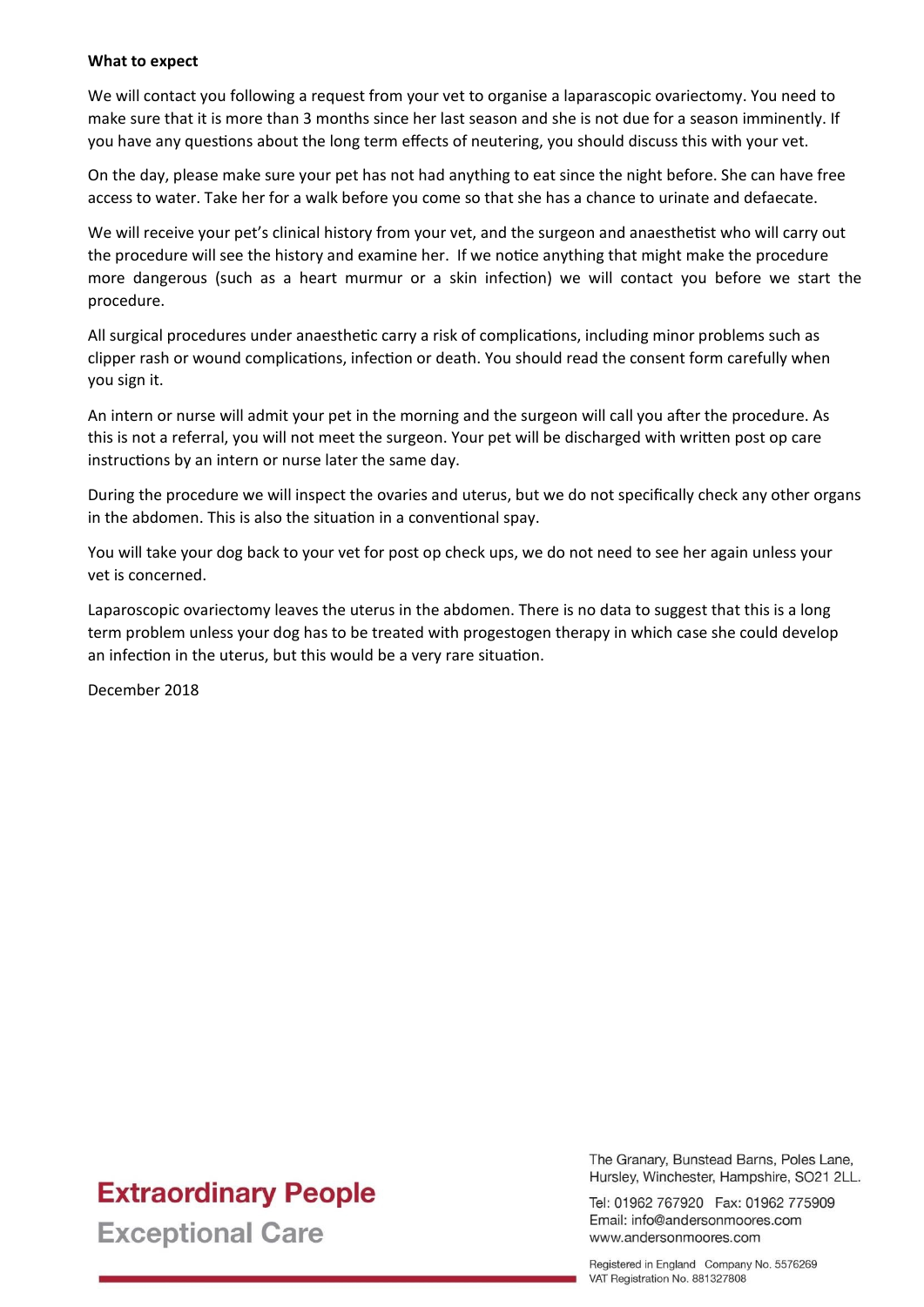**What to expect**

We will contact you following a request from your vet to organise a laparascopic ovariectomy. You need to make sure that it is more than 3 months since her last season and she is not due for a season imminently. If you have any questions about the long term effects of neutering, you should discuss this with your vet.

On the day, please make sure your pet has not had anything to eat since the night before. She can have free access to water. Take her for a walk before you come so that she has a chance to urinate and defaecate.

We will receive your pet's clinical history from your vet, and the surgeon and anaesthetist who will carry out the procedure will see the history and examine her. If we notice anything that might make the procedure more dangerous (such as a heart murmur or a skin infection) we will contact you before we start the procedure.

All surgical procedures under anaesthetic carry a risk of complications, including minor problems such as clipper rash or wound complications, infection or death. You should read the consent form carefully when you sign it.

An intern or nurse will admit your pet in the morning and the surgeon will call you after the procedure. As this is not a referral, you will not meet the surgeon. Your pet will be discharged with written post op care instructions by an intern or nurse later the same day.

During the procedure we will inspect the ovaries and uterus, but we do not specifically check any other organs in the abdomen. This is also the situation in a conventional spay.

You will take your dog back to your vet for post op check ups, we do not need to see her again unless your vet is concerned.

Laparascopic ovariectomy leaves the uterus in the abdomen. There is no data to suggest that this is a long term problem unless your dog has to be treated with progestogen therapy in which case she could develop an infection in the uterus, but this would be a very rare situation.

December 2018

**Extraordinary People**
**Exceptional Care**

The Granary, Bunstead Barns, Poles Lane, Hursley, Winchester, Hampshire, SO21 2LL.

Tel: 01962 767920 Fax: 01962 775909
Email: info@andersonmoores.com
www.andersonmoores.com

Registered in England Company No. 5576269
VAT Registration No. 881327808